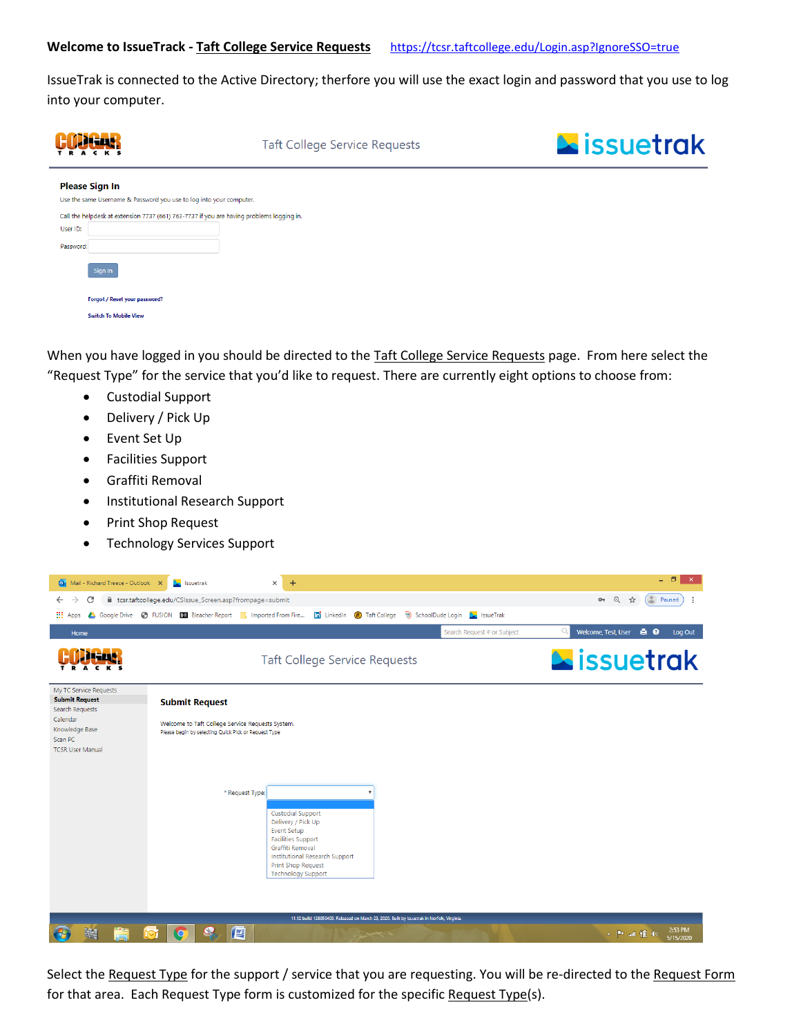**Welcome to IssueTrack - Taft College Service Requests** https://tcsr.taftcollege.edu/Login.asp?IgnoreSSO=true

IssueTrak is connected to the Active Directory; therfore you will use the exact login and password that you use to log into your computer.

When you have logged in you should be directed to the Taft College Service Requests page. From here select the "Request Type" for the service that you'd like to request. There are currently eight options to choose from:

- Custodial Support
- Delivery / Pick Up
- Event Set Up
- Facilities Support
- Graffiti Removal
- Institutional Research Support
- Print Shop Request
- Technology Services Support

Select the Request Type for the support / service that you are requesting. You will be re-directed to the Request Form for that area. Each Request Type form is customized for the specific Request Type(s).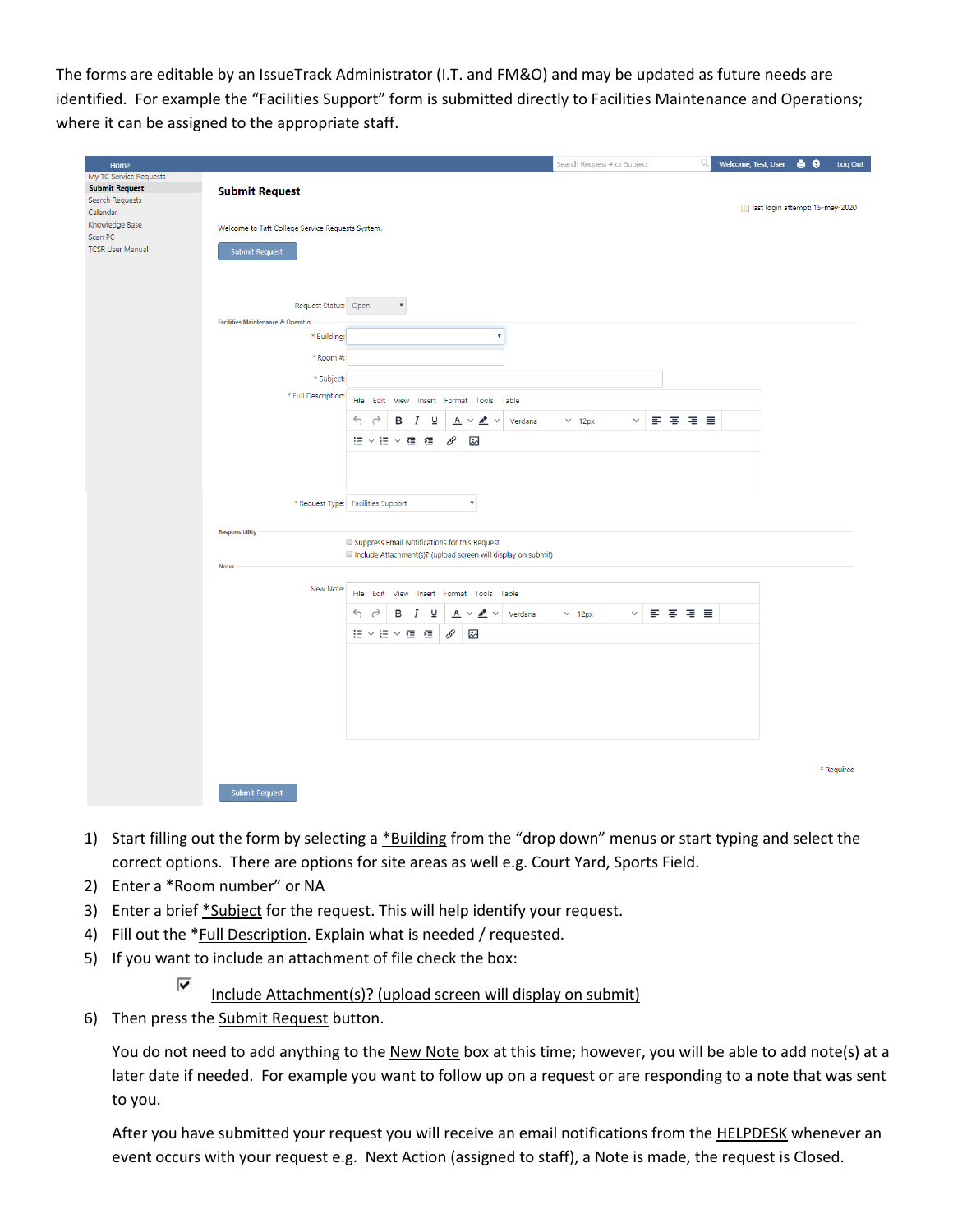The forms are editable by an IssueTrack Administrator (I.T. and FM&O) and may be updated as future needs are identified. For example the "Facilities Support" form is submitted directly to Facilities Maintenance and Operations; where it can be assigned to the appropriate staff.

1) Start filling out the form by selecting a *Building from the "drop down" menus or start typing and select the correct options. There are options for site areas as well e.g. Court Yard, Sports Field.
2) Enter a *Room number" or NA
3) Enter a brief *Subject for the request. This will help identify your request.
4) Fill out the *Full Description. Explain what is needed / requested.
5) If you want to include an attachment of file check the box:

   ☑ Include Attachment(s)? (upload screen will display on submit)

6) Then press the Submit Request button.

   You do not need to add anything to the New Note box at this time; however, you will be able to add note(s) at a later date if needed. For example you want to follow up on a request or are responding to a note that was sent to you.

   After you have submitted your request you will receive an email notifications from the HELPDESK whenever an event occurs with your request e.g. Next Action (assigned to staff), a Note is made, the request is Closed.